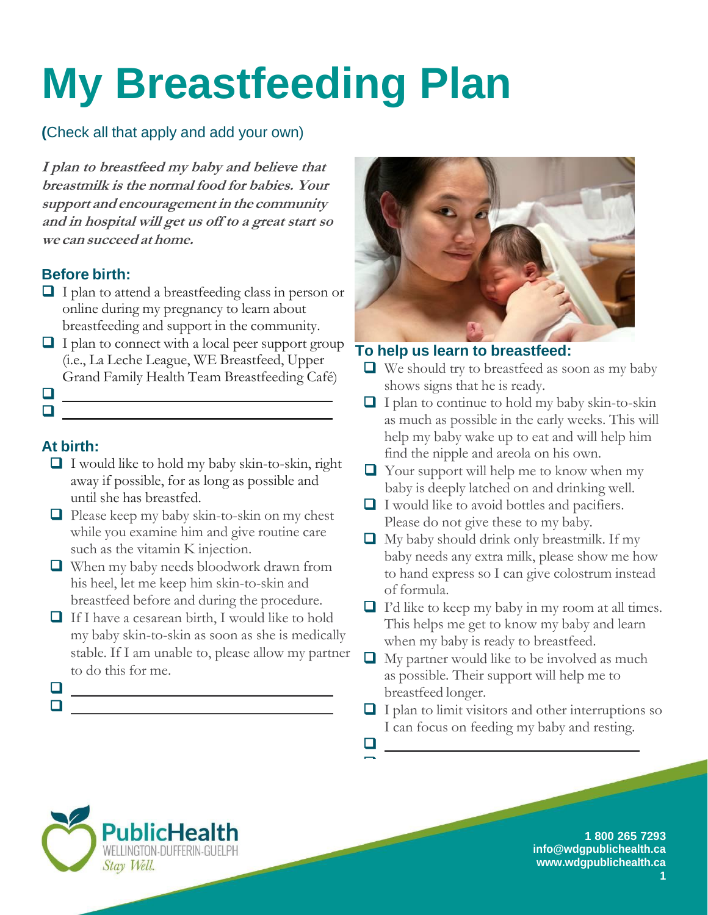# My Breastfeeding Plan

(Check all that apply and add your own)

***I plan to breastfeed my baby and believe that breastmilk is the normal food for babies. Your support and encouragement in the community and in hospital will get us off to a great start so we can succeed at home.***

### Before birth:

- ❑ I plan to attend a breastfeeding class in person or online during my pregnancy to learn about breastfeeding and support in the community.
- ❑ I plan to connect with a local peer support group (i.e., La Leche League, WE Breastfeed, Upper Grand Family Health Team Breastfeeding Café)
- ❑ ______________________________
- ❑ ______________________________

### At birth:

- ❑ I would like to hold my baby skin-to-skin, right away if possible, for as long as possible and until she has breastfed.
- ❑ Please keep my baby skin-to-skin on my chest while you examine him and give routine care such as the vitamin K injection.
- ❑ When my baby needs bloodwork drawn from his heel, let me keep him skin-to-skin and breastfeed before and during the procedure.
- ❑ If I have a cesarean birth, I would like to hold my baby skin-to-skin as soon as she is medically stable. If I am unable to, please allow my partner to do this for me.
- ❑ ______________________________
- ❑ ______________________________

### To help us learn to breastfeed:

- ❑ We should try to breastfeed as soon as my baby shows signs that he is ready.
- ❑ I plan to continue to hold my baby skin-to-skin as much as possible in the early weeks. This will help my baby wake up to eat and will help him find the nipple and areola on his own.
- ❑ Your support will help me to know when my baby is deeply latched on and drinking well.
- ❑ I would like to avoid bottles and pacifiers. Please do not give these to my baby.
- ❑ My baby should drink only breastmilk. If my baby needs any extra milk, please show me how to hand express so I can give colostrum instead of formula.
- ❑ I'd like to keep my baby in my room at all times. This helps me get to know my baby and learn when my baby is ready to breastfeed.
- ❑ My partner would like to be involved as much as possible. Their support will help me to breastfeed longer.
- ❑ I plan to limit visitors and other interruptions so I can focus on feeding my baby and resting.
- ❑ ______________________________

PublicHealth
WELLINGTON-DUFFERIN-GUELPH
*Stay Well.*

**1 800 265 7293**
**info@wdgpublichealth.ca**
**www.wdgpublichealth.ca**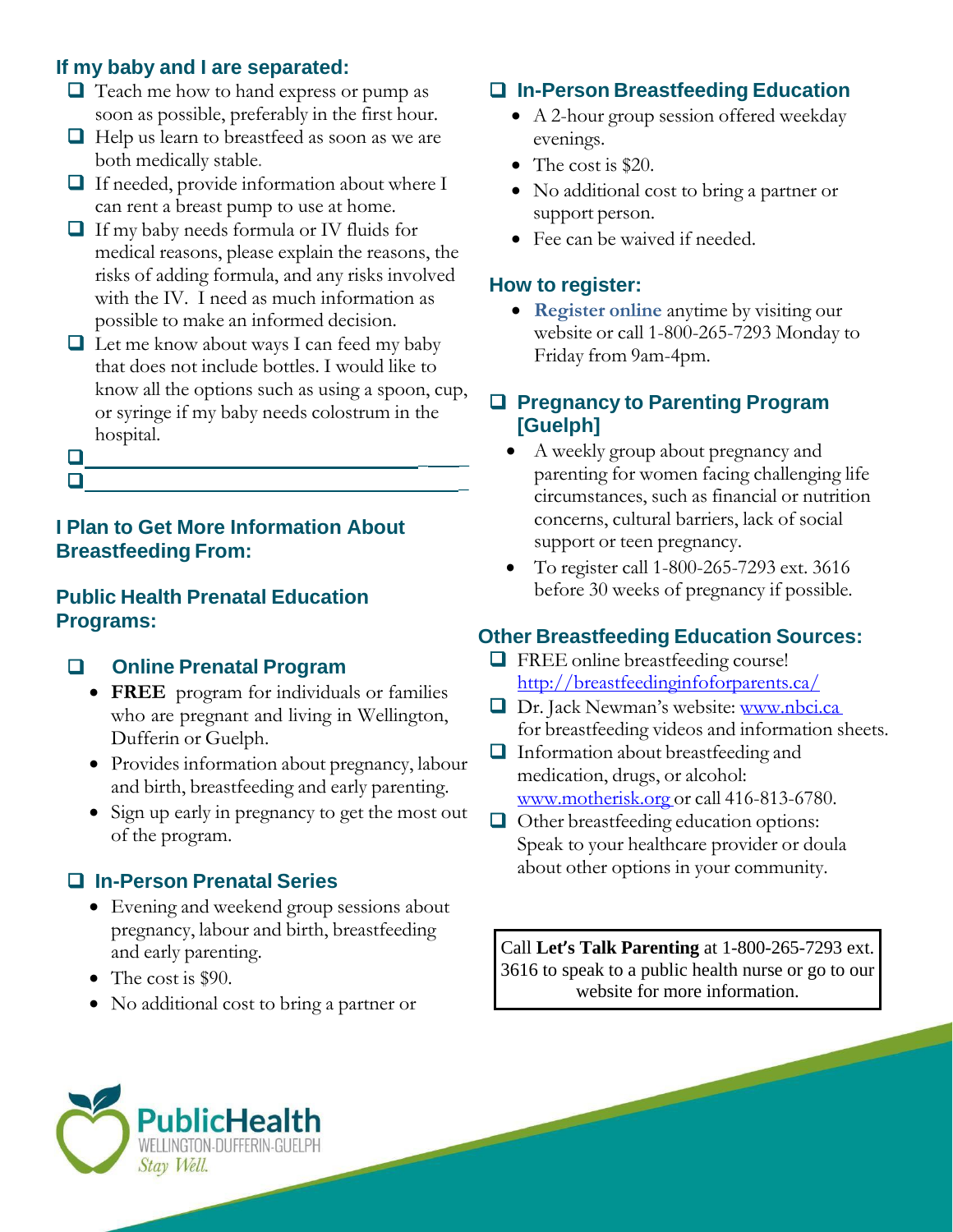## If my baby and I are separated:

- ❑ Teach me how to hand express or pump as soon as possible, preferably in the first hour.
- ❑ Help us learn to breastfeed as soon as we are both medically stable.
- ❑ If needed, provide information about where I can rent a breast pump to use at home.
- ❑ If my baby needs formula or IV fluids for medical reasons, please explain the reasons, the risks of adding formula, and any risks involved with the IV. I need as much information as possible to make an informed decision.
- ❑ Let me know about ways I can feed my baby that does not include bottles. I would like to know all the options such as using a spoon, cup, or syringe if my baby needs colostrum in the hospital.
- ❑ ________________________________________
- ❑ ________________________________________

## I Plan to Get More Information About Breastfeeding From:

### Public Health Prenatal Education Programs:

#### ❑ Online Prenatal Program

- **FREE** program for individuals or families who are pregnant and living in Wellington, Dufferin or Guelph.
- Provides information about pregnancy, labour and birth, breastfeeding and early parenting.
- Sign up early in pregnancy to get the most out of the program.

#### ❑ In-Person Prenatal Series

- Evening and weekend group sessions about pregnancy, labour and birth, breastfeeding and early parenting.
- The cost is $90.
- No additional cost to bring a partner or

#### ❑ In-Person Breastfeeding Education

- A 2-hour group session offered weekday evenings.
- The cost is $20.
- No additional cost to bring a partner or support person.
- Fee can be waived if needed.

### How to register:

- **Register online** anytime by visiting our website or call 1-800-265-7293 Monday to Friday from 9am-4pm.

#### ❑ Pregnancy to Parenting Program [Guelph]

- A weekly group about pregnancy and parenting for women facing challenging life circumstances, such as financial or nutrition concerns, cultural barriers, lack of social support or teen pregnancy.
- To register call 1-800-265-7293 ext. 3616 before 30 weeks of pregnancy if possible.

### Other Breastfeeding Education Sources:

- ❑ FREE online breastfeeding course! http://breastfeedinginfoforparents.ca/
- ❑ Dr. Jack Newman's website: www.nbci.ca for breastfeeding videos and information sheets.
- ❑ Information about breastfeeding and medication, drugs, or alcohol: www.motherisk.org or call 416-813-6780.
- ❑ Other breastfeeding education options: Speak to your healthcare provider or doula about other options in your community.

Call **Let's Talk Parenting** at 1-800-265-7293 ext. 3616 to speak to a public health nurse or go to our website for more information.

PublicHealth
WELLINGTON-DUFFERIN-GUELPH
*Stay Well.*